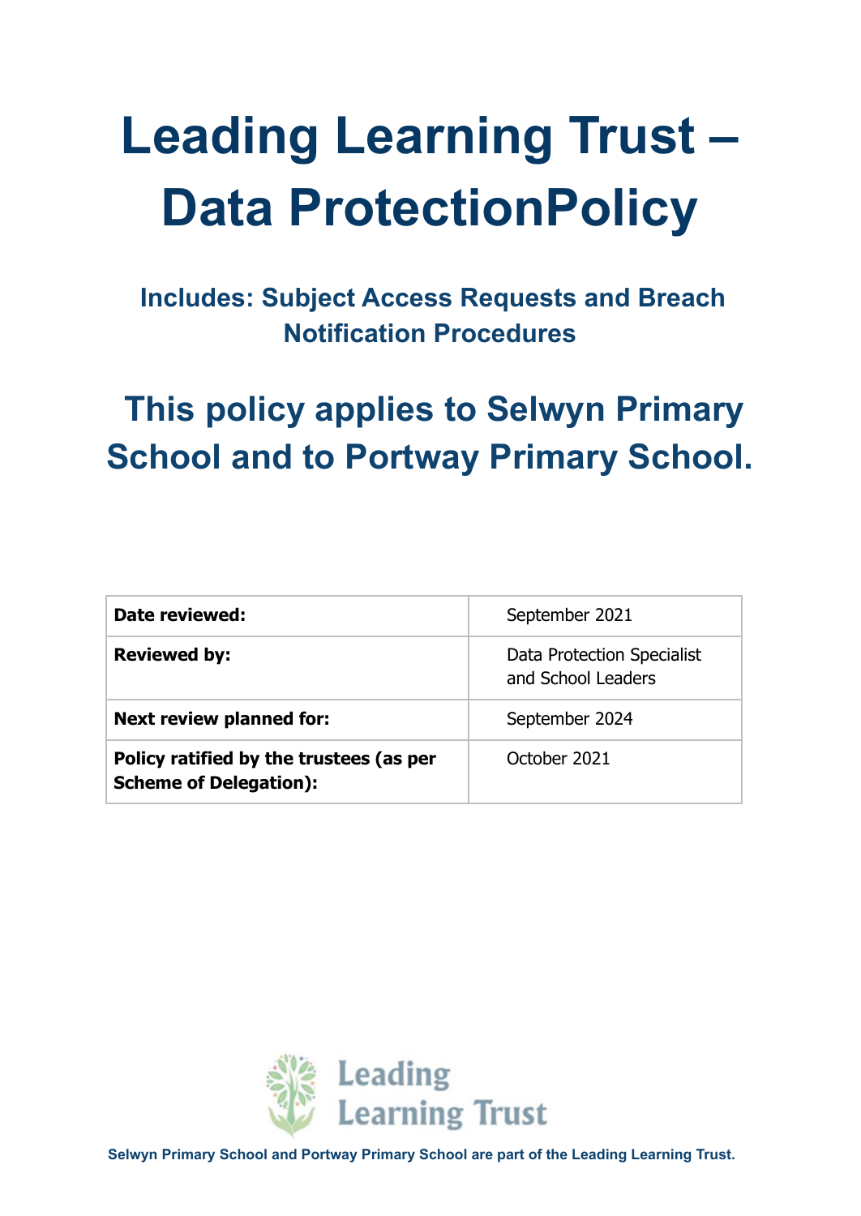# Leading Learning Trust – Data ProtectionPolicy

### Includes: Subject Access Requests and Breach Notification Procedures

## This policy applies to Selwyn Primary School and to Portway Primary School.

| | |
|---|---|
| **Date reviewed:** | September 2021 |
| **Reviewed by:** | Data Protection Specialist and School Leaders |
| **Next review planned for:** | September 2024 |
| **Policy ratified by the trustees (as per Scheme of Delegation):** | October 2021 |

Leading Learning Trust

**Selwyn Primary School and Portway Primary School are part of the Leading Learning Trust.**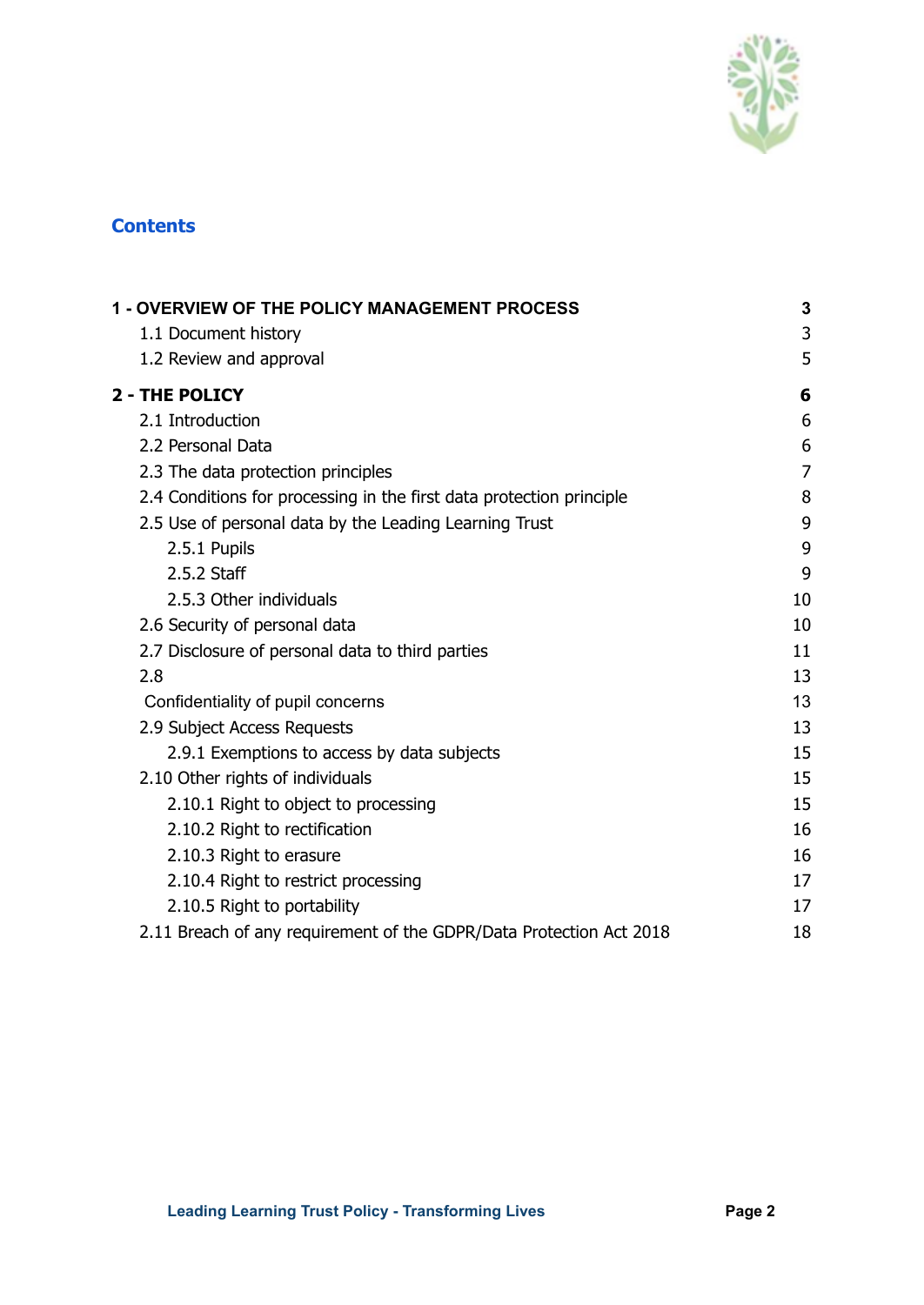## Contents

| | |
|---|---|
| **1 - OVERVIEW OF THE POLICY MANAGEMENT PROCESS** | **3** |
| 1.1 Document history | 3 |
| 1.2 Review and approval | 5 |
| **2 - THE POLICY** | **6** |
| 2.1 Introduction | 6 |
| 2.2 Personal Data | 6 |
| 2.3 The data protection principles | 7 |
| 2.4 Conditions for processing in the first data protection principle | 8 |
| 2.5 Use of personal data by the Leading Learning Trust | 9 |
| 2.5.1 Pupils | 9 |
| 2.5.2 Staff | 9 |
| 2.5.3 Other individuals | 10 |
| 2.6 Security of personal data | 10 |
| 2.7 Disclosure of personal data to third parties | 11 |
| 2.8 | 13 |
| Confidentiality of pupil concerns | 13 |
| 2.9 Subject Access Requests | 13 |
| 2.9.1 Exemptions to access by data subjects | 15 |
| 2.10 Other rights of individuals | 15 |
| 2.10.1 Right to object to processing | 15 |
| 2.10.2 Right to rectification | 16 |
| 2.10.3 Right to erasure | 16 |
| 2.10.4 Right to restrict processing | 17 |
| 2.10.5 Right to portability | 17 |
| 2.11 Breach of any requirement of the GDPR/Data Protection Act 2018 | 18 |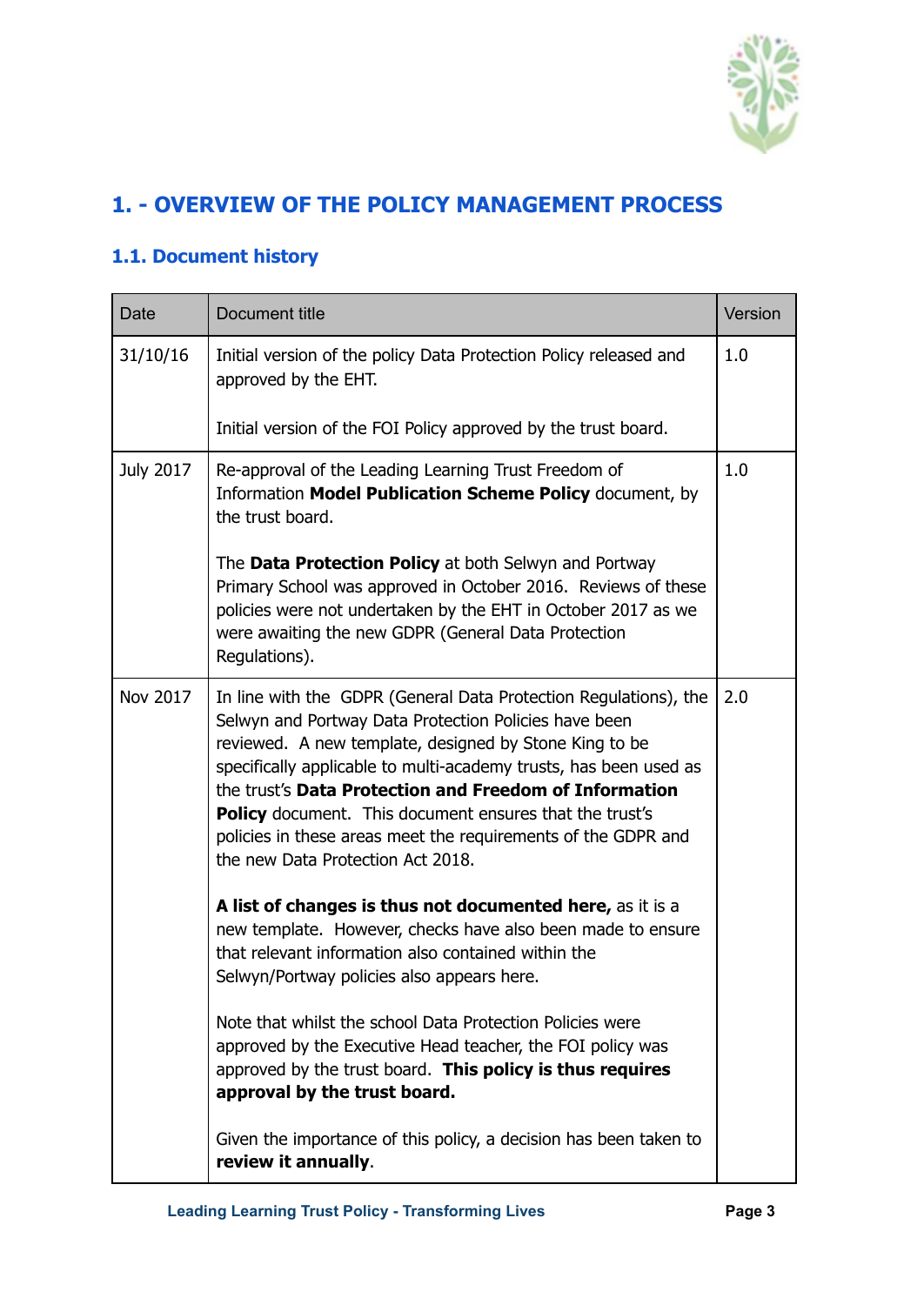## 1. - OVERVIEW OF THE POLICY MANAGEMENT PROCESS

### 1.1. Document history

| Date | Document title | Version |
|---|---|---|
| 31/10/16 | Initial version of the policy Data Protection Policy released and approved by the EHT.<br><br>Initial version of the FOI Policy approved by the trust board. | 1.0 |
| July 2017 | Re-approval of the Leading Learning Trust Freedom of Information **Model Publication Scheme Policy** document, by the trust board.<br><br>The **Data Protection Policy** at both Selwyn and Portway Primary School was approved in October 2016. Reviews of these policies were not undertaken by the EHT in October 2017 as we were awaiting the new GDPR (General Data Protection Regulations). | 1.0 |
| Nov 2017 | In line with the GDPR (General Data Protection Regulations), the Selwyn and Portway Data Protection Policies have been reviewed. A new template, designed by Stone King to be specifically applicable to multi-academy trusts, has been used as the trust's **Data Protection and Freedom of Information Policy** document. This document ensures that the trust's policies in these areas meet the requirements of the GDPR and the new Data Protection Act 2018.<br><br>**A list of changes is thus not documented here,** as it is a new template. However, checks have also been made to ensure that relevant information also contained within the Selwyn/Portway policies also appears here.<br><br>Note that whilst the school Data Protection Policies were approved by the Executive Head teacher, the FOI policy was approved by the trust board. **This policy is thus requires approval by the trust board.**<br><br>Given the importance of this policy, a decision has been taken to **review it annually**. | 2.0 |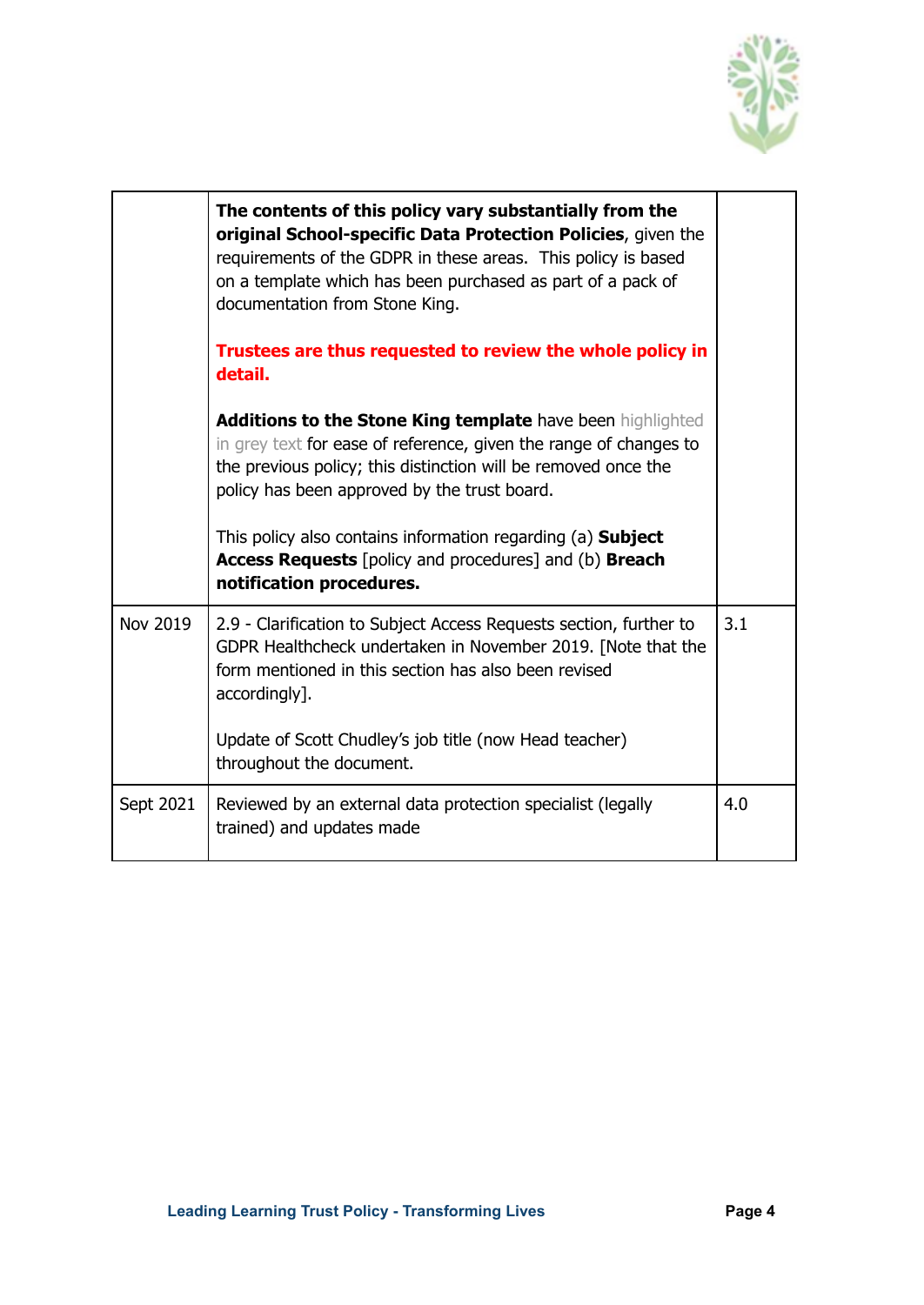| | | |
|---|---|---|
| | **The contents of this policy vary substantially from the original School-specific Data Protection Policies**, given the requirements of the GDPR in these areas. This policy is based on a template which has been purchased as part of a pack of documentation from Stone King.<br><br>**Trustees are thus requested to review the whole policy in detail.**<br><br>**Additions to the Stone King template** have been highlighted in grey text for ease of reference, given the range of changes to the previous policy; this distinction will be removed once the policy has been approved by the trust board.<br><br>This policy also contains information regarding (a) **Subject Access Requests** [policy and procedures] and (b) **Breach notification procedures.** | |
| Nov 2019 | 2.9 - Clarification to Subject Access Requests section, further to GDPR Healthcheck undertaken in November 2019. [Note that the form mentioned in this section has also been revised accordingly].<br><br>Update of Scott Chudley's job title (now Head teacher) throughout the document. | 3.1 |
| Sept 2021 | Reviewed by an external data protection specialist (legally trained) and updates made | 4.0 |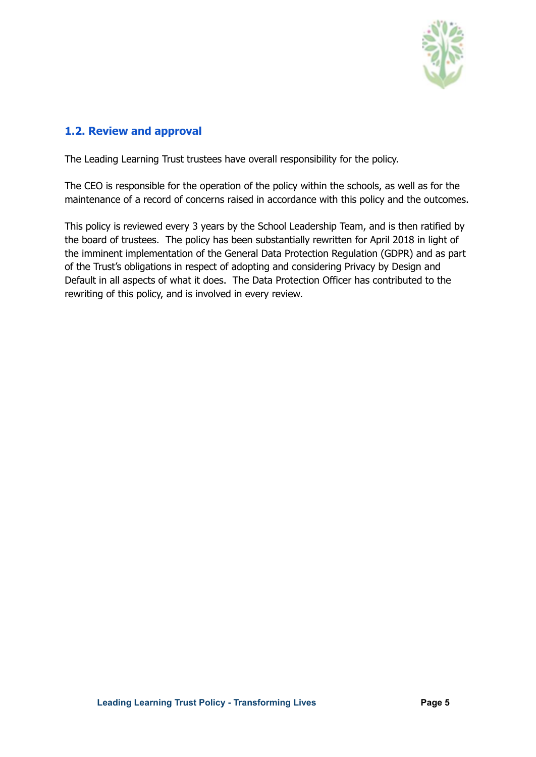### 1.2. Review and approval

The Leading Learning Trust trustees have overall responsibility for the policy.

The CEO is responsible for the operation of the policy within the schools, as well as for the maintenance of a record of concerns raised in accordance with this policy and the outcomes.

This policy is reviewed every 3 years by the School Leadership Team, and is then ratified by the board of trustees. The policy has been substantially rewritten for April 2018 in light of the imminent implementation of the General Data Protection Regulation (GDPR) and as part of the Trust's obligations in respect of adopting and considering Privacy by Design and Default in all aspects of what it does. The Data Protection Officer has contributed to the rewriting of this policy, and is involved in every review.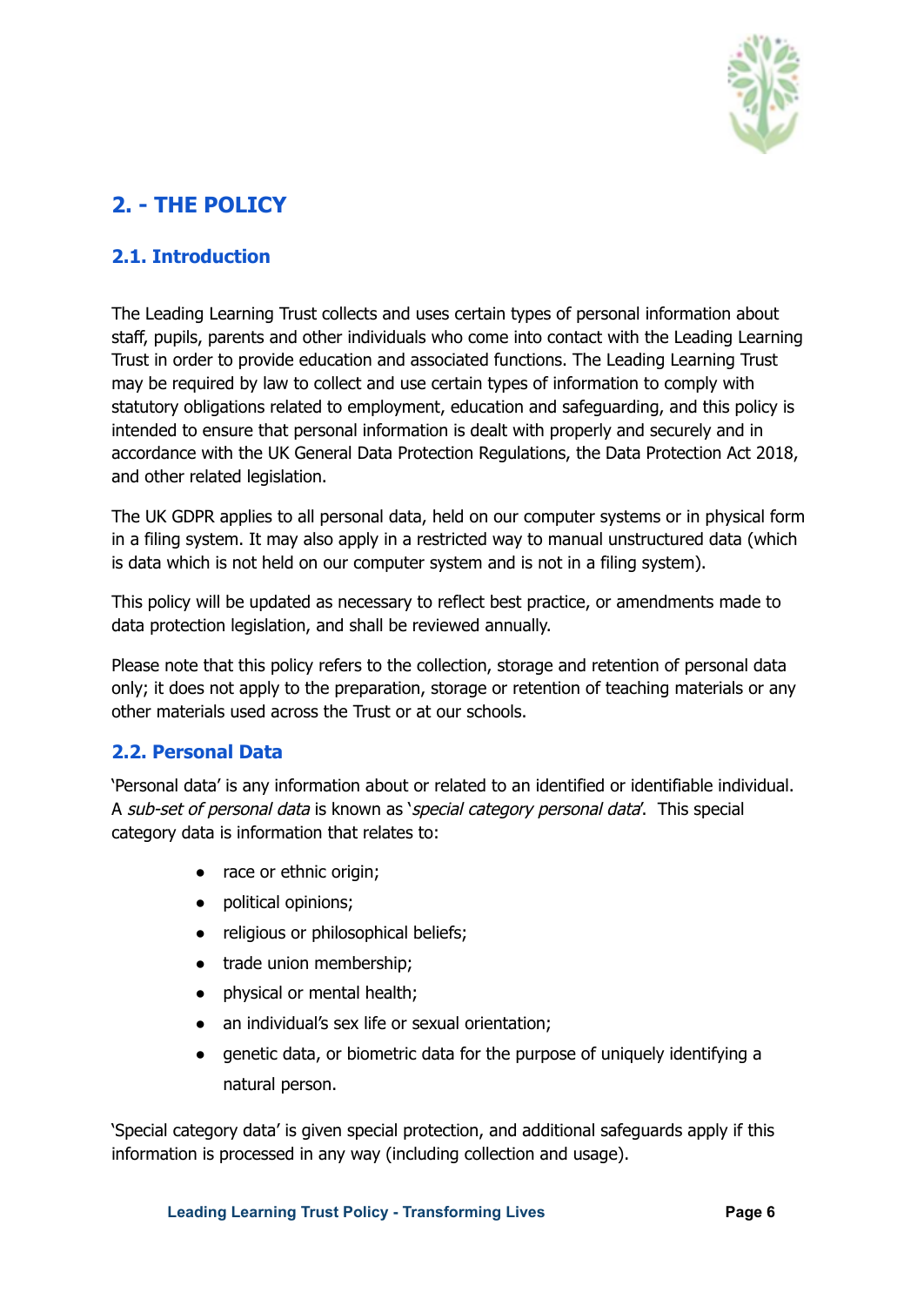## 2. - THE POLICY

### 2.1. Introduction

The Leading Learning Trust collects and uses certain types of personal information about staff, pupils, parents and other individuals who come into contact with the Leading Learning Trust in order to provide education and associated functions. The Leading Learning Trust may be required by law to collect and use certain types of information to comply with statutory obligations related to employment, education and safeguarding, and this policy is intended to ensure that personal information is dealt with properly and securely and in accordance with the UK General Data Protection Regulations, the Data Protection Act 2018, and other related legislation.

The UK GDPR applies to all personal data, held on our computer systems or in physical form in a filing system. It may also apply in a restricted way to manual unstructured data (which is data which is not held on our computer system and is not in a filing system).

This policy will be updated as necessary to reflect best practice, or amendments made to data protection legislation, and shall be reviewed annually.

Please note that this policy refers to the collection, storage and retention of personal data only; it does not apply to the preparation, storage or retention of teaching materials or any other materials used across the Trust or at our schools.

### 2.2. Personal Data

'Personal data' is any information about or related to an identified or identifiable individual. A *sub-set of personal data* is known as '*special category personal data*'. This special category data is information that relates to:

- race or ethnic origin;
- political opinions;
- religious or philosophical beliefs;
- trade union membership;
- physical or mental health;
- an individual's sex life or sexual orientation;
- genetic data, or biometric data for the purpose of uniquely identifying a natural person.

'Special category data' is given special protection, and additional safeguards apply if this information is processed in any way (including collection and usage).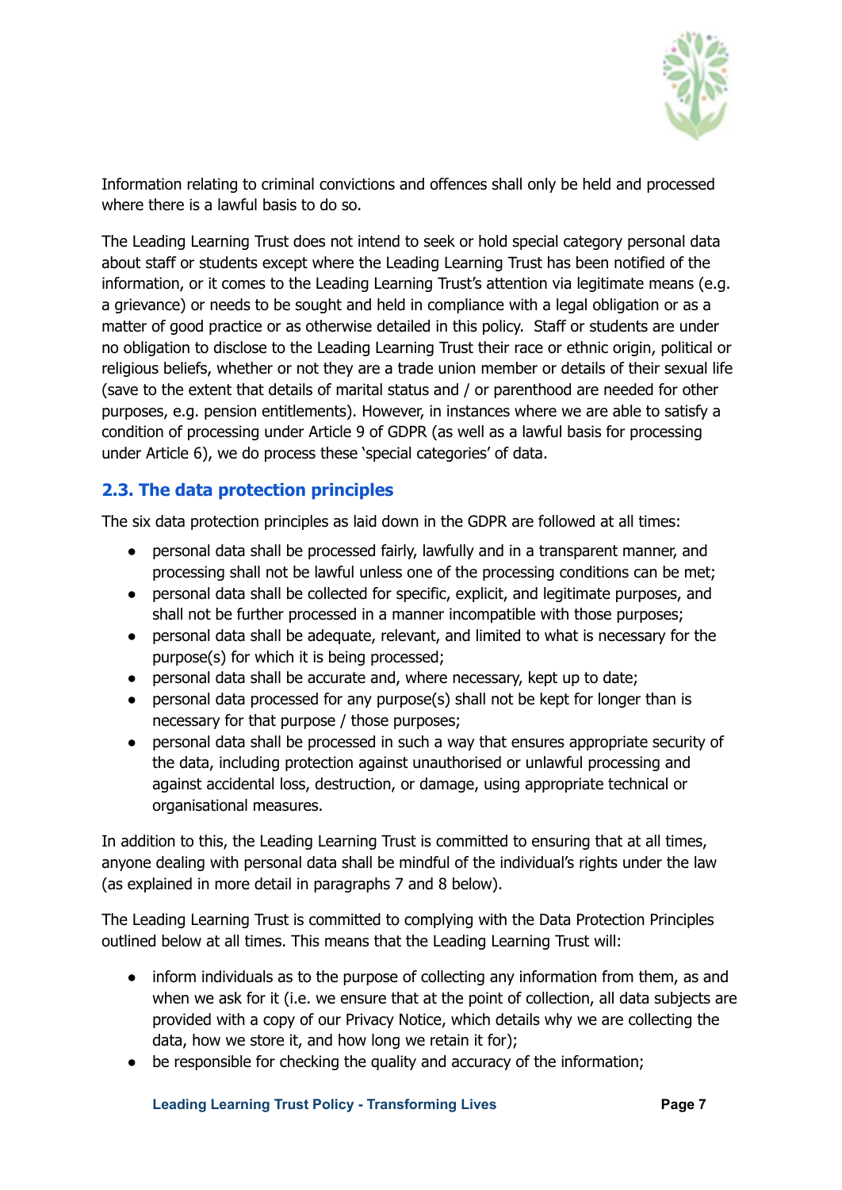Information relating to criminal convictions and offences shall only be held and processed where there is a lawful basis to do so.

The Leading Learning Trust does not intend to seek or hold special category personal data about staff or students except where the Leading Learning Trust has been notified of the information, or it comes to the Leading Learning Trust's attention via legitimate means (e.g. a grievance) or needs to be sought and held in compliance with a legal obligation or as a matter of good practice or as otherwise detailed in this policy. Staff or students are under no obligation to disclose to the Leading Learning Trust their race or ethnic origin, political or religious beliefs, whether or not they are a trade union member or details of their sexual life (save to the extent that details of marital status and / or parenthood are needed for other purposes, e.g. pension entitlements). However, in instances where we are able to satisfy a condition of processing under Article 9 of GDPR (as well as a lawful basis for processing under Article 6), we do process these 'special categories' of data.

### 2.3. The data protection principles

The six data protection principles as laid down in the GDPR are followed at all times:

- personal data shall be processed fairly, lawfully and in a transparent manner, and processing shall not be lawful unless one of the processing conditions can be met;
- personal data shall be collected for specific, explicit, and legitimate purposes, and shall not be further processed in a manner incompatible with those purposes;
- personal data shall be adequate, relevant, and limited to what is necessary for the purpose(s) for which it is being processed;
- personal data shall be accurate and, where necessary, kept up to date;
- personal data processed for any purpose(s) shall not be kept for longer than is necessary for that purpose / those purposes;
- personal data shall be processed in such a way that ensures appropriate security of the data, including protection against unauthorised or unlawful processing and against accidental loss, destruction, or damage, using appropriate technical or organisational measures.

In addition to this, the Leading Learning Trust is committed to ensuring that at all times, anyone dealing with personal data shall be mindful of the individual's rights under the law (as explained in more detail in paragraphs 7 and 8 below).

The Leading Learning Trust is committed to complying with the Data Protection Principles outlined below at all times. This means that the Leading Learning Trust will:

- inform individuals as to the purpose of collecting any information from them, as and when we ask for it (i.e. we ensure that at the point of collection, all data subjects are provided with a copy of our Privacy Notice, which details why we are collecting the data, how we store it, and how long we retain it for);
- be responsible for checking the quality and accuracy of the information;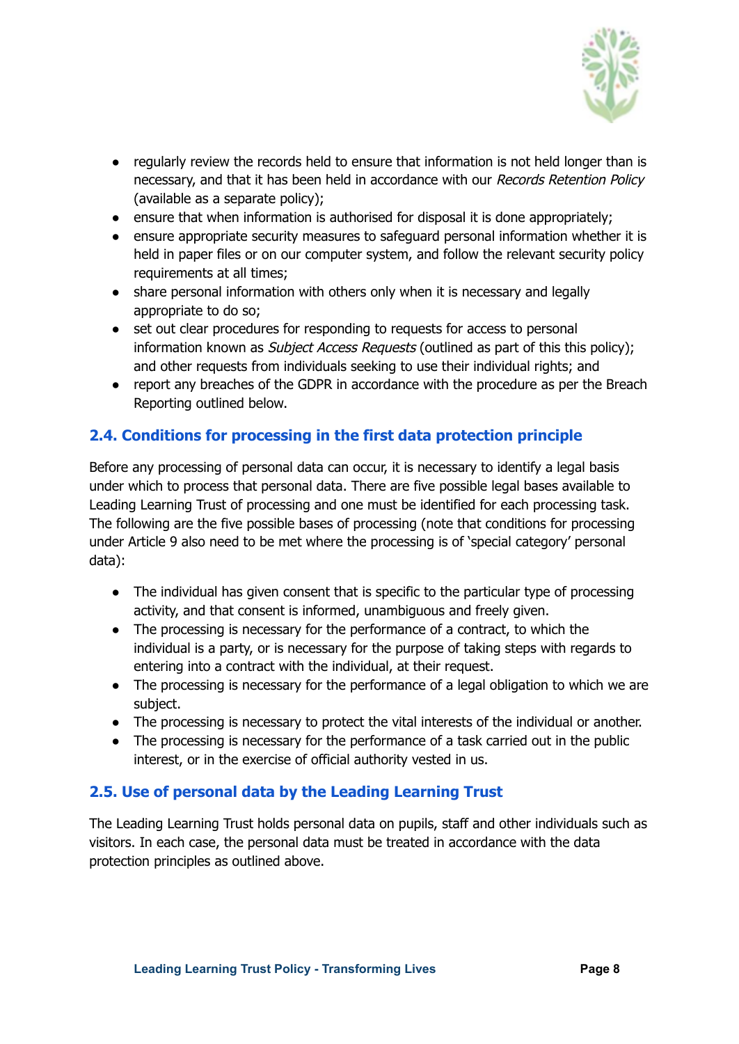- regularly review the records held to ensure that information is not held longer than is necessary, and that it has been held in accordance with our *Records Retention Policy* (available as a separate policy);
- ensure that when information is authorised for disposal it is done appropriately;
- ensure appropriate security measures to safeguard personal information whether it is held in paper files or on our computer system, and follow the relevant security policy requirements at all times;
- share personal information with others only when it is necessary and legally appropriate to do so;
- set out clear procedures for responding to requests for access to personal information known as *Subject Access Requests* (outlined as part of this this policy); and other requests from individuals seeking to use their individual rights; and
- report any breaches of the GDPR in accordance with the procedure as per the Breach Reporting outlined below.

## 2.4. Conditions for processing in the first data protection principle

Before any processing of personal data can occur, it is necessary to identify a legal basis under which to process that personal data. There are five possible legal bases available to Leading Learning Trust of processing and one must be identified for each processing task. The following are the five possible bases of processing (note that conditions for processing under Article 9 also need to be met where the processing is of 'special category' personal data):

- The individual has given consent that is specific to the particular type of processing activity, and that consent is informed, unambiguous and freely given.
- The processing is necessary for the performance of a contract, to which the individual is a party, or is necessary for the purpose of taking steps with regards to entering into a contract with the individual, at their request.
- The processing is necessary for the performance of a legal obligation to which we are subject.
- The processing is necessary to protect the vital interests of the individual or another.
- The processing is necessary for the performance of a task carried out in the public interest, or in the exercise of official authority vested in us.

## 2.5. Use of personal data by the Leading Learning Trust

The Leading Learning Trust holds personal data on pupils, staff and other individuals such as visitors. In each case, the personal data must be treated in accordance with the data protection principles as outlined above.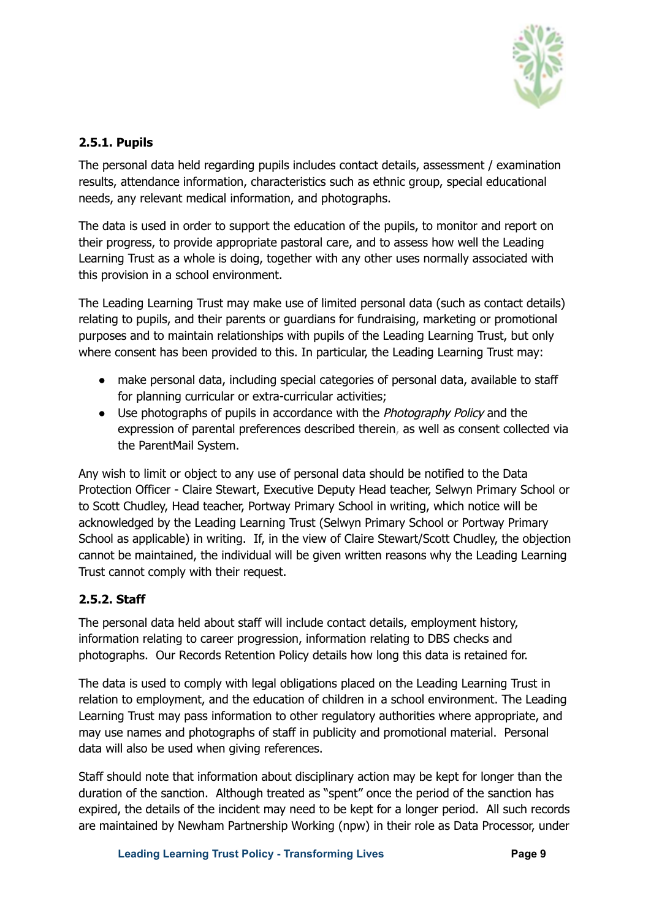### 2.5.1. Pupils

The personal data held regarding pupils includes contact details, assessment / examination results, attendance information, characteristics such as ethnic group, special educational needs, any relevant medical information, and photographs.

The data is used in order to support the education of the pupils, to monitor and report on their progress, to provide appropriate pastoral care, and to assess how well the Leading Learning Trust as a whole is doing, together with any other uses normally associated with this provision in a school environment.

The Leading Learning Trust may make use of limited personal data (such as contact details) relating to pupils, and their parents or guardians for fundraising, marketing or promotional purposes and to maintain relationships with pupils of the Leading Learning Trust, but only where consent has been provided to this. In particular, the Leading Learning Trust may:

- make personal data, including special categories of personal data, available to staff for planning curricular or extra-curricular activities;
- Use photographs of pupils in accordance with the *Photography Policy* and the expression of parental preferences described therein, as well as consent collected via the ParentMail System.

Any wish to limit or object to any use of personal data should be notified to the Data Protection Officer - Claire Stewart, Executive Deputy Head teacher, Selwyn Primary School or to Scott Chudley, Head teacher, Portway Primary School in writing, which notice will be acknowledged by the Leading Learning Trust (Selwyn Primary School or Portway Primary School as applicable) in writing. If, in the view of Claire Stewart/Scott Chudley, the objection cannot be maintained, the individual will be given written reasons why the Leading Learning Trust cannot comply with their request.

### 2.5.2. Staff

The personal data held about staff will include contact details, employment history, information relating to career progression, information relating to DBS checks and photographs. Our Records Retention Policy details how long this data is retained for.

The data is used to comply with legal obligations placed on the Leading Learning Trust in relation to employment, and the education of children in a school environment. The Leading Learning Trust may pass information to other regulatory authorities where appropriate, and may use names and photographs of staff in publicity and promotional material. Personal data will also be used when giving references.

Staff should note that information about disciplinary action may be kept for longer than the duration of the sanction. Although treated as "spent" once the period of the sanction has expired, the details of the incident may need to be kept for a longer period. All such records are maintained by Newham Partnership Working (npw) in their role as Data Processor, under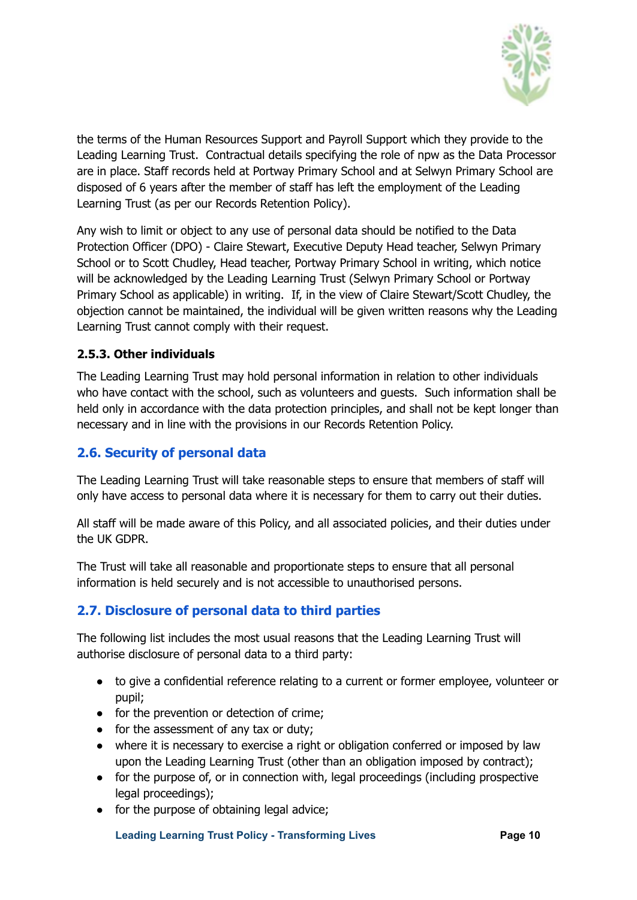the terms of the Human Resources Support and Payroll Support which they provide to the Leading Learning Trust. Contractual details specifying the role of npw as the Data Processor are in place. Staff records held at Portway Primary School and at Selwyn Primary School are disposed of 6 years after the member of staff has left the employment of the Leading Learning Trust (as per our Records Retention Policy).

Any wish to limit or object to any use of personal data should be notified to the Data Protection Officer (DPO) - Claire Stewart, Executive Deputy Head teacher, Selwyn Primary School or to Scott Chudley, Head teacher, Portway Primary School in writing, which notice will be acknowledged by the Leading Learning Trust (Selwyn Primary School or Portway Primary School as applicable) in writing. If, in the view of Claire Stewart/Scott Chudley, the objection cannot be maintained, the individual will be given written reasons why the Leading Learning Trust cannot comply with their request.

#### 2.5.3. Other individuals

The Leading Learning Trust may hold personal information in relation to other individuals who have contact with the school, such as volunteers and guests. Such information shall be held only in accordance with the data protection principles, and shall not be kept longer than necessary and in line with the provisions in our Records Retention Policy.

### 2.6. Security of personal data

The Leading Learning Trust will take reasonable steps to ensure that members of staff will only have access to personal data where it is necessary for them to carry out their duties.

All staff will be made aware of this Policy, and all associated policies, and their duties under the UK GDPR.

The Trust will take all reasonable and proportionate steps to ensure that all personal information is held securely and is not accessible to unauthorised persons.

### 2.7. Disclosure of personal data to third parties

The following list includes the most usual reasons that the Leading Learning Trust will authorise disclosure of personal data to a third party:

- to give a confidential reference relating to a current or former employee, volunteer or pupil;
- for the prevention or detection of crime;
- for the assessment of any tax or duty;
- where it is necessary to exercise a right or obligation conferred or imposed by law upon the Leading Learning Trust (other than an obligation imposed by contract);
- for the purpose of, or in connection with, legal proceedings (including prospective legal proceedings);
- for the purpose of obtaining legal advice;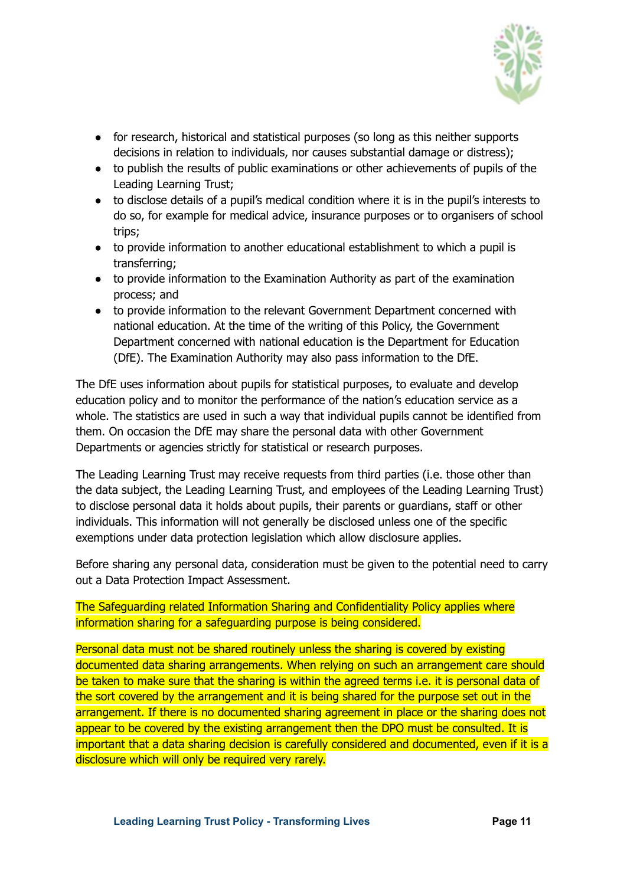- for research, historical and statistical purposes (so long as this neither supports decisions in relation to individuals, nor causes substantial damage or distress);
- to publish the results of public examinations or other achievements of pupils of the Leading Learning Trust;
- to disclose details of a pupil's medical condition where it is in the pupil's interests to do so, for example for medical advice, insurance purposes or to organisers of school trips;
- to provide information to another educational establishment to which a pupil is transferring;
- to provide information to the Examination Authority as part of the examination process; and
- to provide information to the relevant Government Department concerned with national education. At the time of the writing of this Policy, the Government Department concerned with national education is the Department for Education (DfE). The Examination Authority may also pass information to the DfE.

The DfE uses information about pupils for statistical purposes, to evaluate and develop education policy and to monitor the performance of the nation's education service as a whole. The statistics are used in such a way that individual pupils cannot be identified from them. On occasion the DfE may share the personal data with other Government Departments or agencies strictly for statistical or research purposes.

The Leading Learning Trust may receive requests from third parties (i.e. those other than the data subject, the Leading Learning Trust, and employees of the Leading Learning Trust) to disclose personal data it holds about pupils, their parents or guardians, staff or other individuals. This information will not generally be disclosed unless one of the specific exemptions under data protection legislation which allow disclosure applies.

Before sharing any personal data, consideration must be given to the potential need to carry out a Data Protection Impact Assessment.

The Safeguarding related Information Sharing and Confidentiality Policy applies where information sharing for a safeguarding purpose is being considered.

Personal data must not be shared routinely unless the sharing is covered by existing documented data sharing arrangements. When relying on such an arrangement care should be taken to make sure that the sharing is within the agreed terms i.e. it is personal data of the sort covered by the arrangement and it is being shared for the purpose set out in the arrangement. If there is no documented sharing agreement in place or the sharing does not appear to be covered by the existing arrangement then the DPO must be consulted. It is important that a data sharing decision is carefully considered and documented, even if it is a disclosure which will only be required very rarely.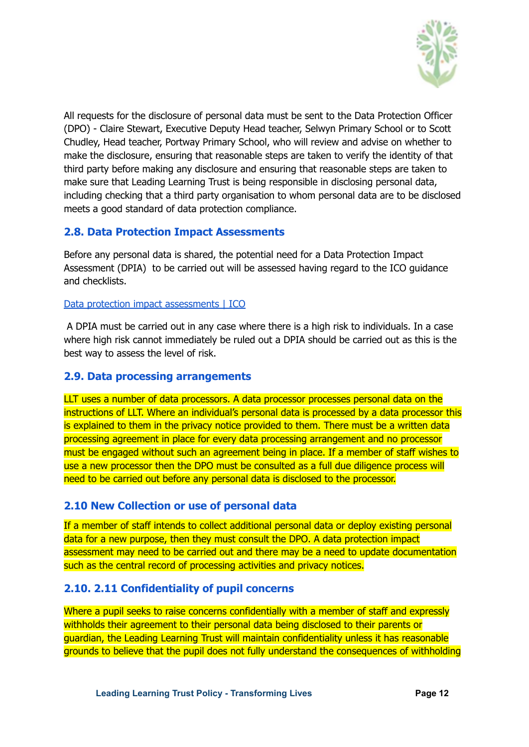All requests for the disclosure of personal data must be sent to the Data Protection Officer (DPO) - Claire Stewart, Executive Deputy Head teacher, Selwyn Primary School or to Scott Chudley, Head teacher, Portway Primary School, who will review and advise on whether to make the disclosure, ensuring that reasonable steps are taken to verify the identity of that third party before making any disclosure and ensuring that reasonable steps are taken to make sure that Leading Learning Trust is being responsible in disclosing personal data, including checking that a third party organisation to whom personal data are to be disclosed meets a good standard of data protection compliance.

### 2.8. Data Protection Impact Assessments

Before any personal data is shared, the potential need for a Data Protection Impact Assessment (DPIA) to be carried out will be assessed having regard to the ICO guidance and checklists.

[Data protection impact assessments | ICO]

A DPIA must be carried out in any case where there is a high risk to individuals. In a case where high risk cannot immediately be ruled out a DPIA should be carried out as this is the best way to assess the level of risk.

### 2.9. Data processing arrangements

LLT uses a number of data processors. A data processor processes personal data on the instructions of LLT. Where an individual's personal data is processed by a data processor this is explained to them in the privacy notice provided to them. There must be a written data processing agreement in place for every data processing arrangement and no processor must be engaged without such an agreement being in place. If a member of staff wishes to use a new processor then the DPO must be consulted as a full due diligence process will need to be carried out before any personal data is disclosed to the processor.

### 2.10 New Collection or use of personal data

If a member of staff intends to collect additional personal data or deploy existing personal data for a new purpose, then they must consult the DPO. A data protection impact assessment may need to be carried out and there may be a need to update documentation such as the central record of processing activities and privacy notices.

### 2.10. 2.11 Confidentiality of pupil concerns

Where a pupil seeks to raise concerns confidentially with a member of staff and expressly withholds their agreement to their personal data being disclosed to their parents or guardian, the Leading Learning Trust will maintain confidentiality unless it has reasonable grounds to believe that the pupil does not fully understand the consequences of withholding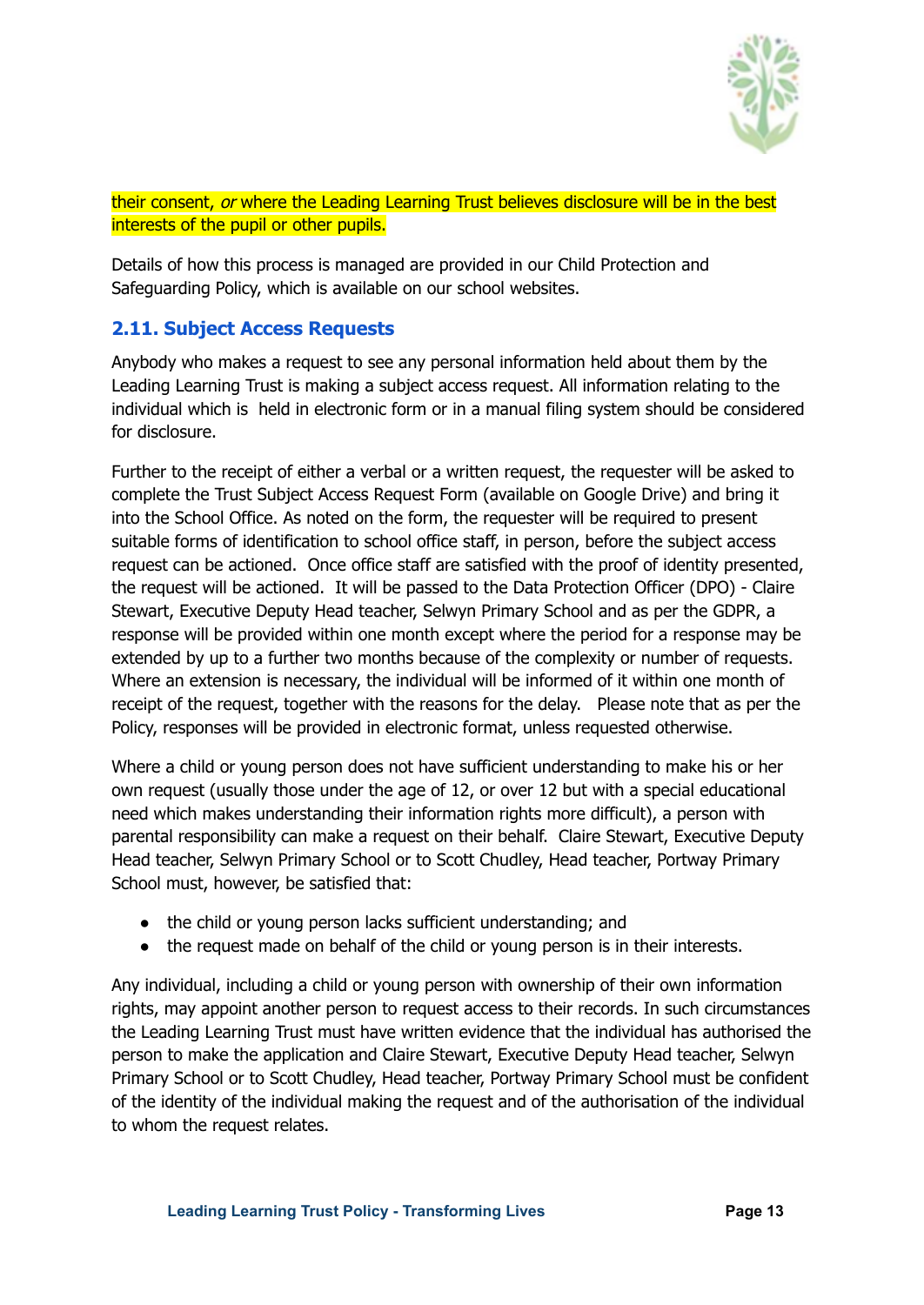their consent, *or* where the Leading Learning Trust believes disclosure will be in the best interests of the pupil or other pupils.

Details of how this process is managed are provided in our Child Protection and Safeguarding Policy, which is available on our school websites.

### 2.11. Subject Access Requests

Anybody who makes a request to see any personal information held about them by the Leading Learning Trust is making a subject access request. All information relating to the individual which is held in electronic form or in a manual filing system should be considered for disclosure.

Further to the receipt of either a verbal or a written request, the requester will be asked to complete the Trust Subject Access Request Form (available on Google Drive) and bring it into the School Office. As noted on the form, the requester will be required to present suitable forms of identification to school office staff, in person, before the subject access request can be actioned. Once office staff are satisfied with the proof of identity presented, the request will be actioned. It will be passed to the Data Protection Officer (DPO) - Claire Stewart, Executive Deputy Head teacher, Selwyn Primary School and as per the GDPR, a response will be provided within one month except where the period for a response may be extended by up to a further two months because of the complexity or number of requests. Where an extension is necessary, the individual will be informed of it within one month of receipt of the request, together with the reasons for the delay. Please note that as per the Policy, responses will be provided in electronic format, unless requested otherwise.

Where a child or young person does not have sufficient understanding to make his or her own request (usually those under the age of 12, or over 12 but with a special educational need which makes understanding their information rights more difficult), a person with parental responsibility can make a request on their behalf. Claire Stewart, Executive Deputy Head teacher, Selwyn Primary School or to Scott Chudley, Head teacher, Portway Primary School must, however, be satisfied that:

- the child or young person lacks sufficient understanding; and
- the request made on behalf of the child or young person is in their interests.

Any individual, including a child or young person with ownership of their own information rights, may appoint another person to request access to their records. In such circumstances the Leading Learning Trust must have written evidence that the individual has authorised the person to make the application and Claire Stewart, Executive Deputy Head teacher, Selwyn Primary School or to Scott Chudley, Head teacher, Portway Primary School must be confident of the identity of the individual making the request and of the authorisation of the individual to whom the request relates.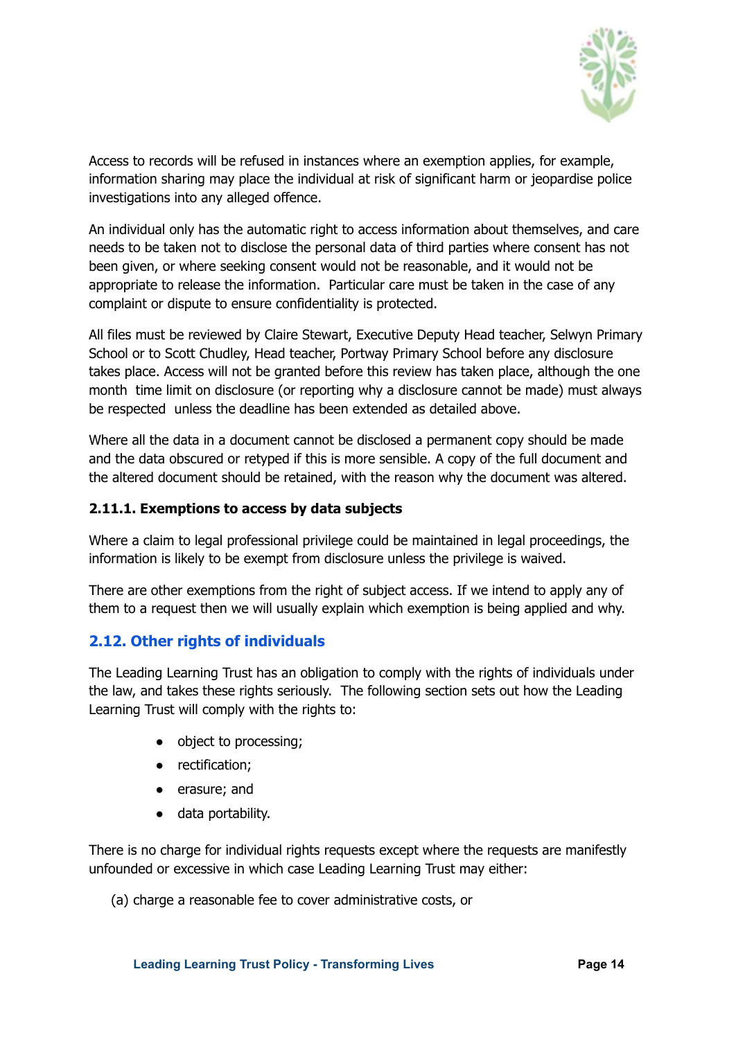Access to records will be refused in instances where an exemption applies, for example, information sharing may place the individual at risk of significant harm or jeopardise police investigations into any alleged offence.

An individual only has the automatic right to access information about themselves, and care needs to be taken not to disclose the personal data of third parties where consent has not been given, or where seeking consent would not be reasonable, and it would not be appropriate to release the information. Particular care must be taken in the case of any complaint or dispute to ensure confidentiality is protected.

All files must be reviewed by Claire Stewart, Executive Deputy Head teacher, Selwyn Primary School or to Scott Chudley, Head teacher, Portway Primary School before any disclosure takes place. Access will not be granted before this review has taken place, although the one month time limit on disclosure (or reporting why a disclosure cannot be made) must always be respected unless the deadline has been extended as detailed above.

Where all the data in a document cannot be disclosed a permanent copy should be made and the data obscured or retyped if this is more sensible. A copy of the full document and the altered document should be retained, with the reason why the document was altered.

#### 2.11.1. Exemptions to access by data subjects

Where a claim to legal professional privilege could be maintained in legal proceedings, the information is likely to be exempt from disclosure unless the privilege is waived.

There are other exemptions from the right of subject access. If we intend to apply any of them to a request then we will usually explain which exemption is being applied and why.

### 2.12. Other rights of individuals

The Leading Learning Trust has an obligation to comply with the rights of individuals under the law, and takes these rights seriously. The following section sets out how the Leading Learning Trust will comply with the rights to:

- object to processing;
- rectification;
- erasure; and
- data portability.

There is no charge for individual rights requests except where the requests are manifestly unfounded or excessive in which case Leading Learning Trust may either:

(a) charge a reasonable fee to cover administrative costs, or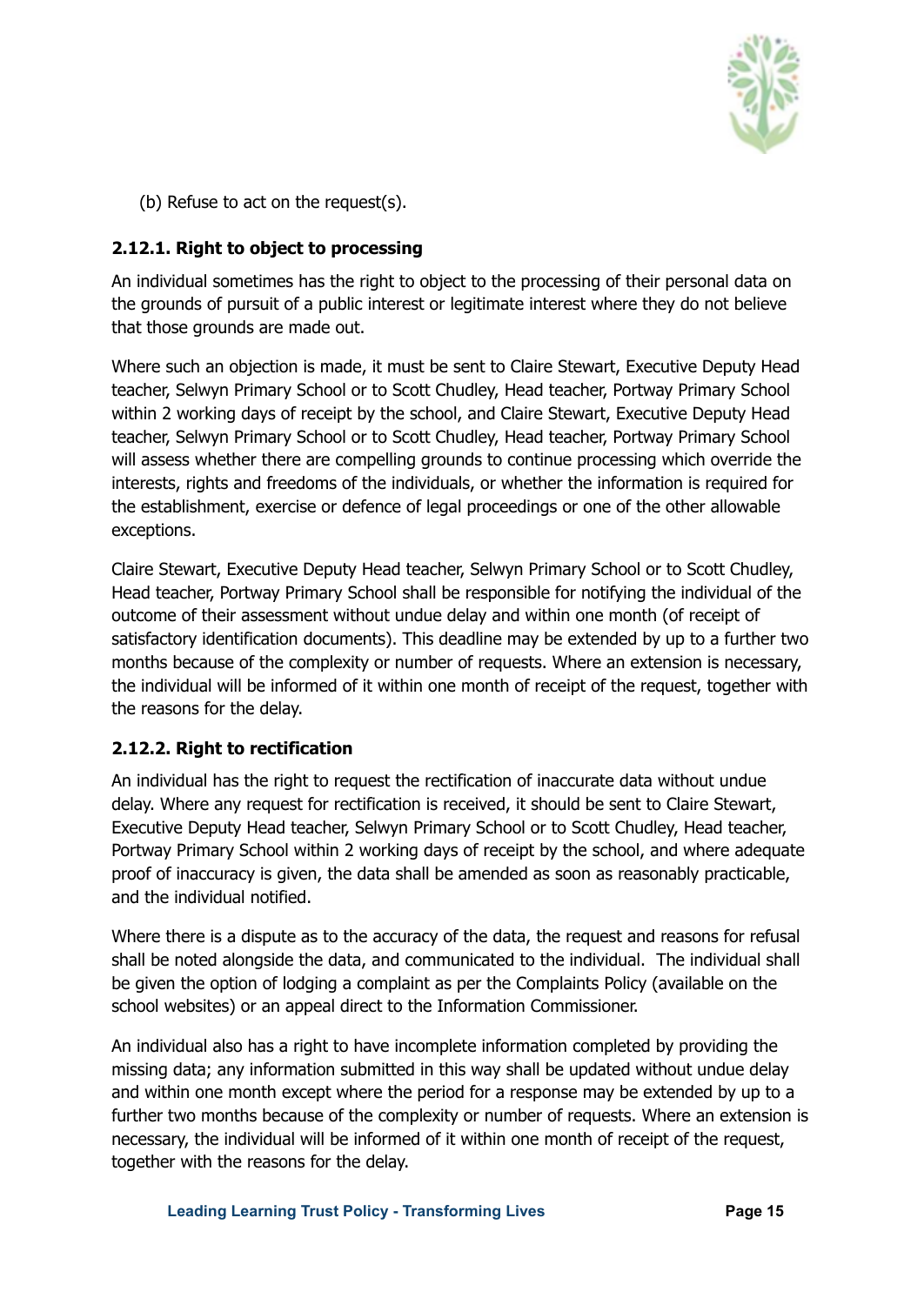(b) Refuse to act on the request(s).

### 2.12.1. Right to object to processing

An individual sometimes has the right to object to the processing of their personal data on the grounds of pursuit of a public interest or legitimate interest where they do not believe that those grounds are made out.

Where such an objection is made, it must be sent to Claire Stewart, Executive Deputy Head teacher, Selwyn Primary School or to Scott Chudley, Head teacher, Portway Primary School within 2 working days of receipt by the school, and Claire Stewart, Executive Deputy Head teacher, Selwyn Primary School or to Scott Chudley, Head teacher, Portway Primary School will assess whether there are compelling grounds to continue processing which override the interests, rights and freedoms of the individuals, or whether the information is required for the establishment, exercise or defence of legal proceedings or one of the other allowable exceptions.

Claire Stewart, Executive Deputy Head teacher, Selwyn Primary School or to Scott Chudley, Head teacher, Portway Primary School shall be responsible for notifying the individual of the outcome of their assessment without undue delay and within one month (of receipt of satisfactory identification documents). This deadline may be extended by up to a further two months because of the complexity or number of requests. Where an extension is necessary, the individual will be informed of it within one month of receipt of the request, together with the reasons for the delay.

### 2.12.2. Right to rectification

An individual has the right to request the rectification of inaccurate data without undue delay. Where any request for rectification is received, it should be sent to Claire Stewart, Executive Deputy Head teacher, Selwyn Primary School or to Scott Chudley, Head teacher, Portway Primary School within 2 working days of receipt by the school, and where adequate proof of inaccuracy is given, the data shall be amended as soon as reasonably practicable, and the individual notified.

Where there is a dispute as to the accuracy of the data, the request and reasons for refusal shall be noted alongside the data, and communicated to the individual. The individual shall be given the option of lodging a complaint as per the Complaints Policy (available on the school websites) or an appeal direct to the Information Commissioner.

An individual also has a right to have incomplete information completed by providing the missing data; any information submitted in this way shall be updated without undue delay and within one month except where the period for a response may be extended by up to a further two months because of the complexity or number of requests. Where an extension is necessary, the individual will be informed of it within one month of receipt of the request, together with the reasons for the delay.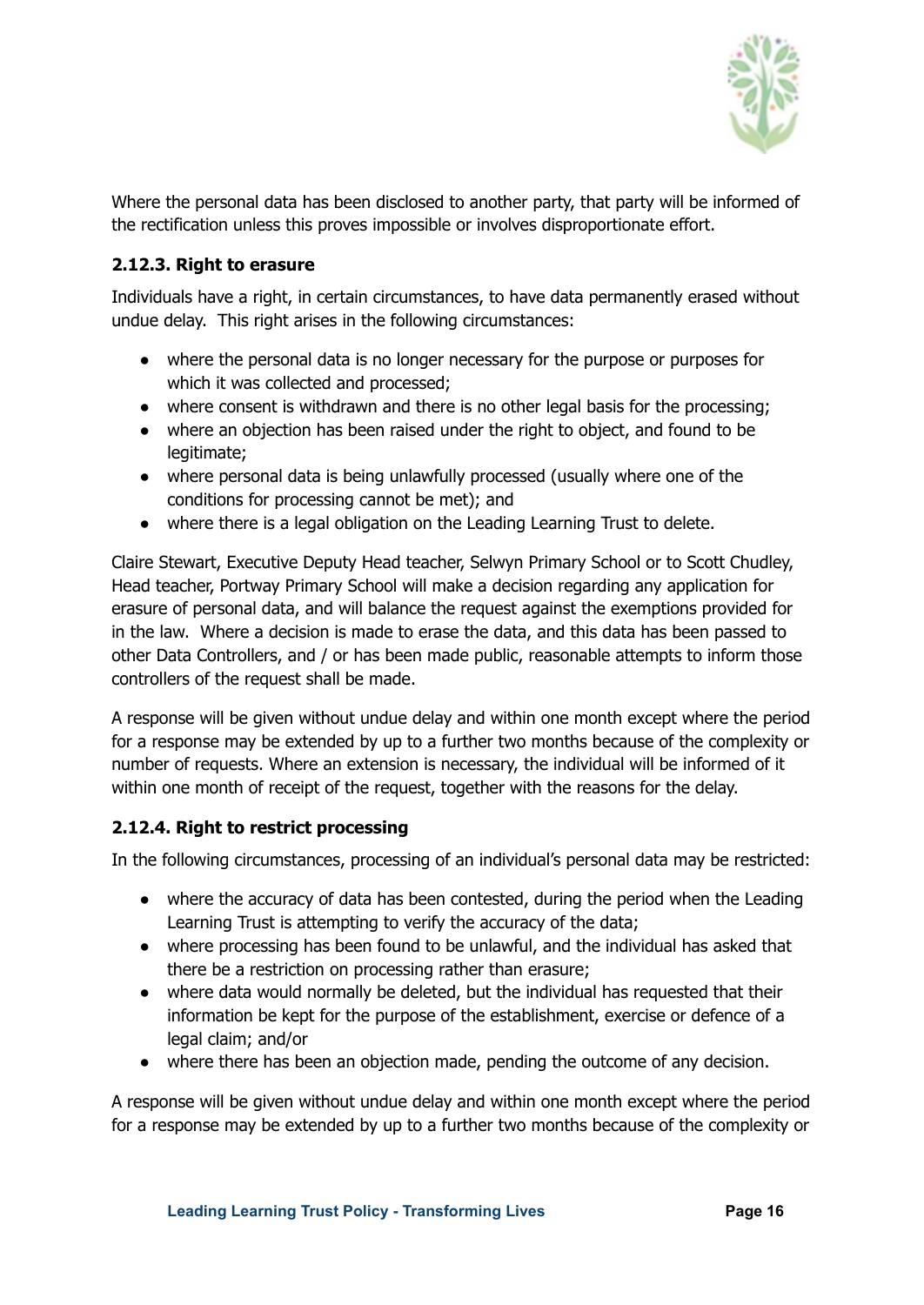Where the personal data has been disclosed to another party, that party will be informed of the rectification unless this proves impossible or involves disproportionate effort.

### 2.12.3. Right to erasure

Individuals have a right, in certain circumstances, to have data permanently erased without undue delay. This right arises in the following circumstances:

- where the personal data is no longer necessary for the purpose or purposes for which it was collected and processed;
- where consent is withdrawn and there is no other legal basis for the processing;
- where an objection has been raised under the right to object, and found to be legitimate;
- where personal data is being unlawfully processed (usually where one of the conditions for processing cannot be met); and
- where there is a legal obligation on the Leading Learning Trust to delete.

Claire Stewart, Executive Deputy Head teacher, Selwyn Primary School or to Scott Chudley, Head teacher, Portway Primary School will make a decision regarding any application for erasure of personal data, and will balance the request against the exemptions provided for in the law. Where a decision is made to erase the data, and this data has been passed to other Data Controllers, and / or has been made public, reasonable attempts to inform those controllers of the request shall be made.

A response will be given without undue delay and within one month except where the period for a response may be extended by up to a further two months because of the complexity or number of requests. Where an extension is necessary, the individual will be informed of it within one month of receipt of the request, together with the reasons for the delay.

### 2.12.4. Right to restrict processing

In the following circumstances, processing of an individual's personal data may be restricted:

- where the accuracy of data has been contested, during the period when the Leading Learning Trust is attempting to verify the accuracy of the data;
- where processing has been found to be unlawful, and the individual has asked that there be a restriction on processing rather than erasure;
- where data would normally be deleted, but the individual has requested that their information be kept for the purpose of the establishment, exercise or defence of a legal claim; and/or
- where there has been an objection made, pending the outcome of any decision.

A response will be given without undue delay and within one month except where the period for a response may be extended by up to a further two months because of the complexity or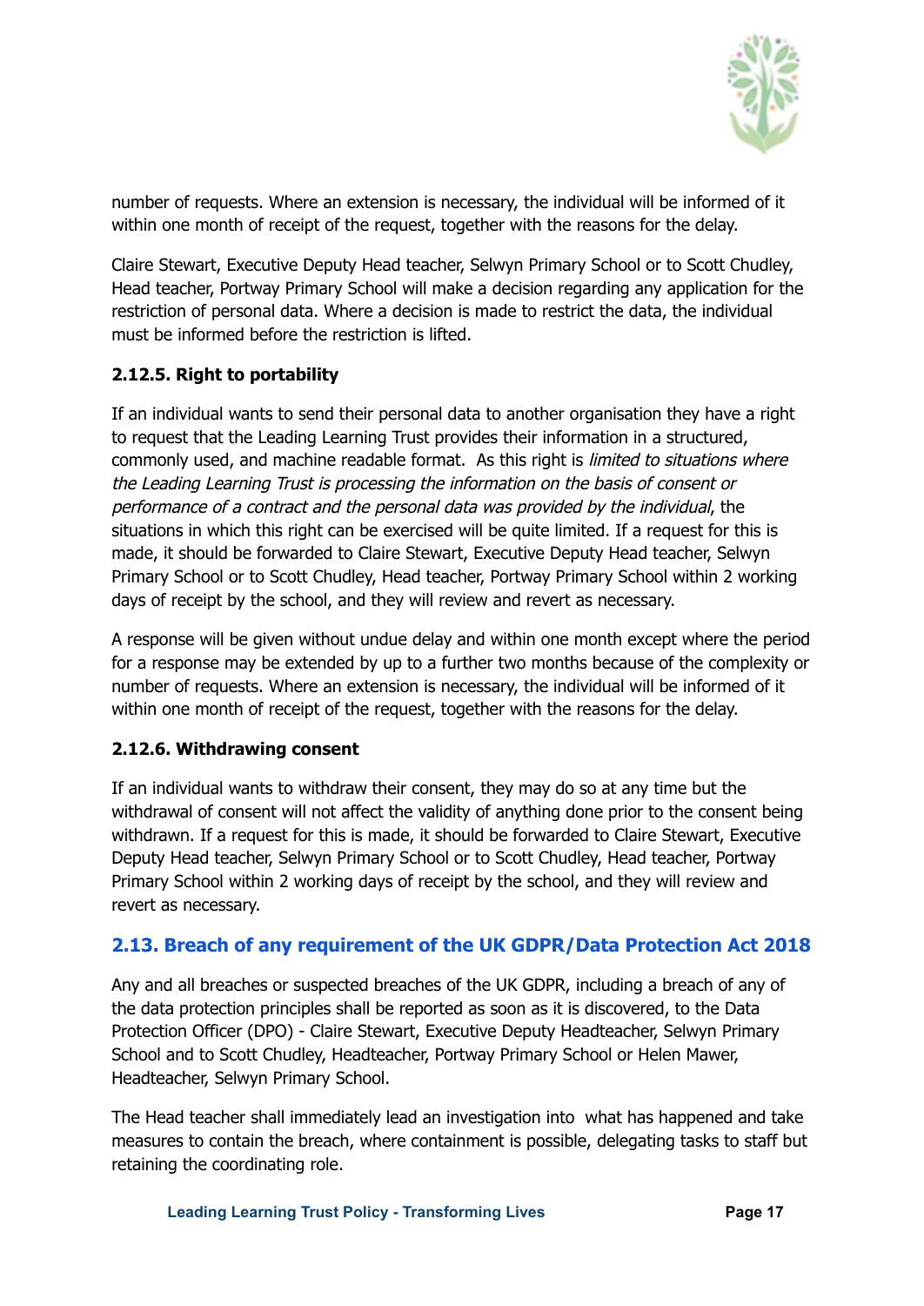number of requests. Where an extension is necessary, the individual will be informed of it within one month of receipt of the request, together with the reasons for the delay.

Claire Stewart, Executive Deputy Head teacher, Selwyn Primary School or to Scott Chudley, Head teacher, Portway Primary School will make a decision regarding any application for the restriction of personal data. Where a decision is made to restrict the data, the individual must be informed before the restriction is lifted.

#### 2.12.5. Right to portability

If an individual wants to send their personal data to another organisation they have a right to request that the Leading Learning Trust provides their information in a structured, commonly used, and machine readable format. As this right is *limited to situations where the Leading Learning Trust is processing the information on the basis of consent or performance of a contract and the personal data was provided by the individual*, the situations in which this right can be exercised will be quite limited. If a request for this is made, it should be forwarded to Claire Stewart, Executive Deputy Head teacher, Selwyn Primary School or to Scott Chudley, Head teacher, Portway Primary School within 2 working days of receipt by the school, and they will review and revert as necessary.

A response will be given without undue delay and within one month except where the period for a response may be extended by up to a further two months because of the complexity or number of requests. Where an extension is necessary, the individual will be informed of it within one month of receipt of the request, together with the reasons for the delay.

#### 2.12.6. Withdrawing consent

If an individual wants to withdraw their consent, they may do so at any time but the withdrawal of consent will not affect the validity of anything done prior to the consent being withdrawn. If a request for this is made, it should be forwarded to Claire Stewart, Executive Deputy Head teacher, Selwyn Primary School or to Scott Chudley, Head teacher, Portway Primary School within 2 working days of receipt by the school, and they will review and revert as necessary.

### 2.13. Breach of any requirement of the UK GDPR/Data Protection Act 2018

Any and all breaches or suspected breaches of the UK GDPR, including a breach of any of the data protection principles shall be reported as soon as it is discovered, to the Data Protection Officer (DPO) - Claire Stewart, Executive Deputy Headteacher, Selwyn Primary School and to Scott Chudley, Headteacher, Portway Primary School or Helen Mawer, Headteacher, Selwyn Primary School.

The Head teacher shall immediately lead an investigation into what has happened and take measures to contain the breach, where containment is possible, delegating tasks to staff but retaining the coordinating role.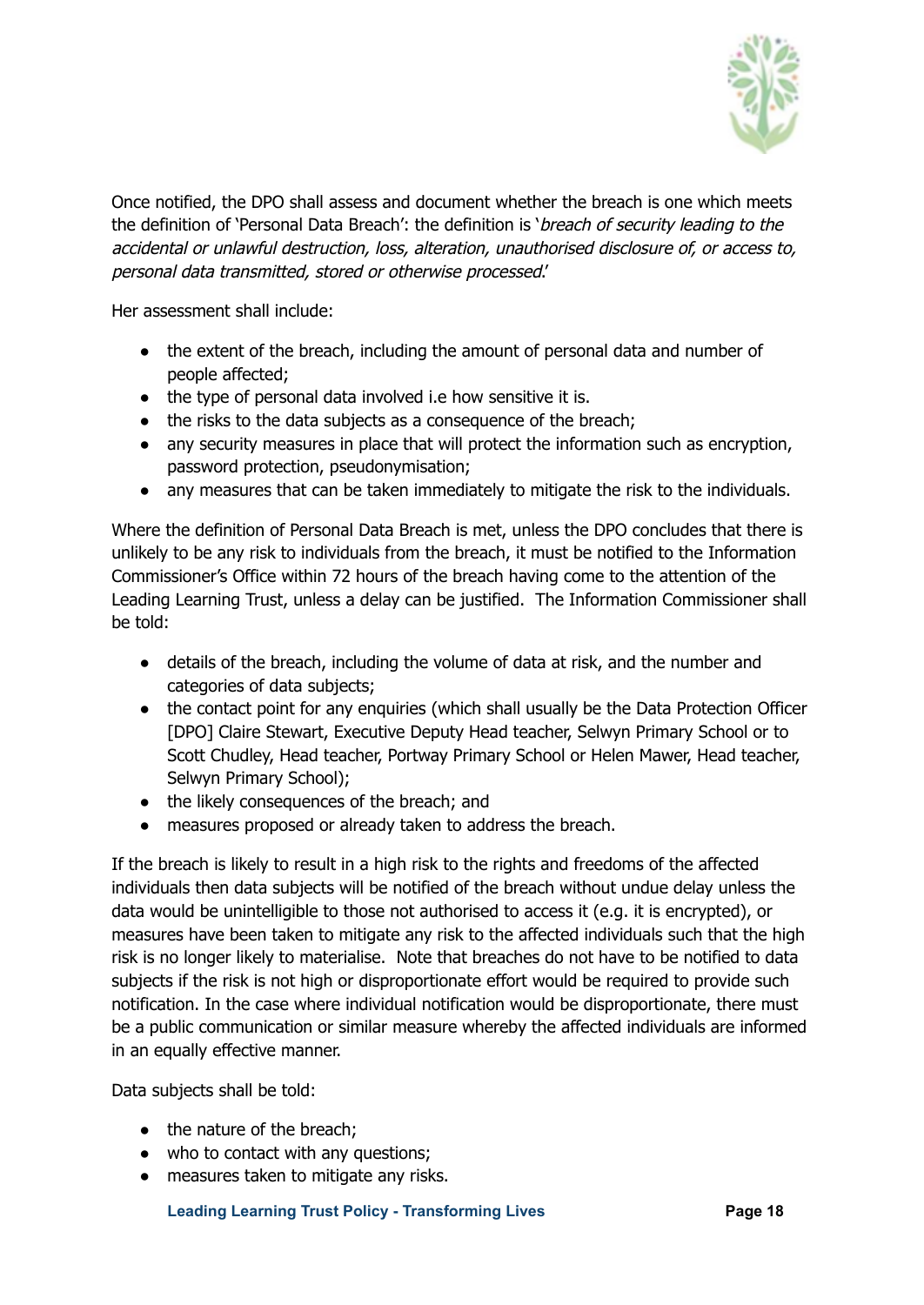Once notified, the DPO shall assess and document whether the breach is one which meets the definition of 'Personal Data Breach': the definition is '*breach of security leading to the accidental or unlawful destruction, loss, alteration, unauthorised disclosure of, or access to, personal data transmitted, stored or otherwise processed*.'

Her assessment shall include:

- the extent of the breach, including the amount of personal data and number of people affected;
- the type of personal data involved i.e how sensitive it is.
- the risks to the data subjects as a consequence of the breach;
- any security measures in place that will protect the information such as encryption, password protection, pseudonymisation;
- any measures that can be taken immediately to mitigate the risk to the individuals.

Where the definition of Personal Data Breach is met, unless the DPO concludes that there is unlikely to be any risk to individuals from the breach, it must be notified to the Information Commissioner's Office within 72 hours of the breach having come to the attention of the Leading Learning Trust, unless a delay can be justified. The Information Commissioner shall be told:

- details of the breach, including the volume of data at risk, and the number and categories of data subjects;
- the contact point for any enquiries (which shall usually be the Data Protection Officer [DPO] Claire Stewart, Executive Deputy Head teacher, Selwyn Primary School or to Scott Chudley, Head teacher, Portway Primary School or Helen Mawer, Head teacher, Selwyn Primary School);
- the likely consequences of the breach; and
- measures proposed or already taken to address the breach.

If the breach is likely to result in a high risk to the rights and freedoms of the affected individuals then data subjects will be notified of the breach without undue delay unless the data would be unintelligible to those not authorised to access it (e.g. it is encrypted), or measures have been taken to mitigate any risk to the affected individuals such that the high risk is no longer likely to materialise. Note that breaches do not have to be notified to data subjects if the risk is not high or disproportionate effort would be required to provide such notification. In the case where individual notification would be disproportionate, there must be a public communication or similar measure whereby the affected individuals are informed in an equally effective manner.

Data subjects shall be told:

- the nature of the breach;
- who to contact with any questions;
- measures taken to mitigate any risks.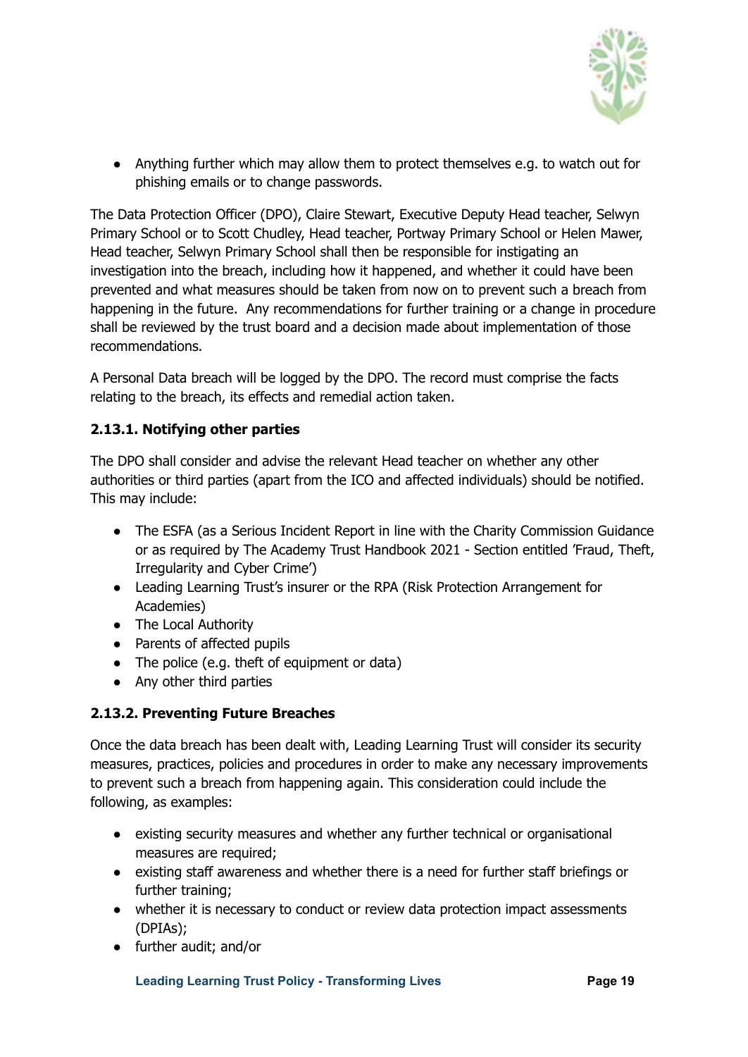- Anything further which may allow them to protect themselves e.g. to watch out for phishing emails or to change passwords.

The Data Protection Officer (DPO), Claire Stewart, Executive Deputy Head teacher, Selwyn Primary School or to Scott Chudley, Head teacher, Portway Primary School or Helen Mawer, Head teacher, Selwyn Primary School shall then be responsible for instigating an investigation into the breach, including how it happened, and whether it could have been prevented and what measures should be taken from now on to prevent such a breach from happening in the future. Any recommendations for further training or a change in procedure shall be reviewed by the trust board and a decision made about implementation of those recommendations.

A Personal Data breach will be logged by the DPO. The record must comprise the facts relating to the breach, its effects and remedial action taken.

### 2.13.1. Notifying other parties

The DPO shall consider and advise the relevant Head teacher on whether any other authorities or third parties (apart from the ICO and affected individuals) should be notified. This may include:

- The ESFA (as a Serious Incident Report in line with the Charity Commission Guidance or as required by The Academy Trust Handbook 2021 - Section entitled 'Fraud, Theft, Irregularity and Cyber Crime')
- Leading Learning Trust's insurer or the RPA (Risk Protection Arrangement for Academies)
- The Local Authority
- Parents of affected pupils
- The police (e.g. theft of equipment or data)
- Any other third parties

### 2.13.2. Preventing Future Breaches

Once the data breach has been dealt with, Leading Learning Trust will consider its security measures, practices, policies and procedures in order to make any necessary improvements to prevent such a breach from happening again. This consideration could include the following, as examples:

- existing security measures and whether any further technical or organisational measures are required;
- existing staff awareness and whether there is a need for further staff briefings or further training;
- whether it is necessary to conduct or review data protection impact assessments (DPIAs);
- further audit; and/or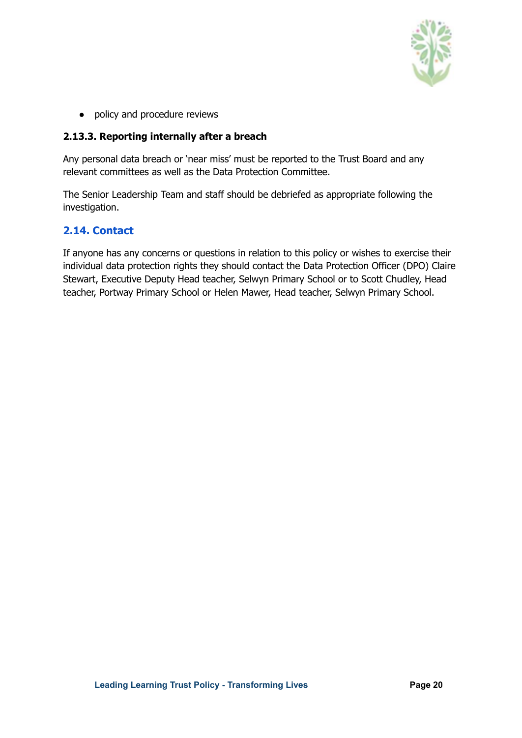- policy and procedure reviews

#### 2.13.3. Reporting internally after a breach

Any personal data breach or 'near miss' must be reported to the Trust Board and any relevant committees as well as the Data Protection Committee.

The Senior Leadership Team and staff should be debriefed as appropriate following the investigation.

### 2.14. Contact

If anyone has any concerns or questions in relation to this policy or wishes to exercise their individual data protection rights they should contact the Data Protection Officer (DPO) Claire Stewart, Executive Deputy Head teacher, Selwyn Primary School or to Scott Chudley, Head teacher, Portway Primary School or Helen Mawer, Head teacher, Selwyn Primary School.